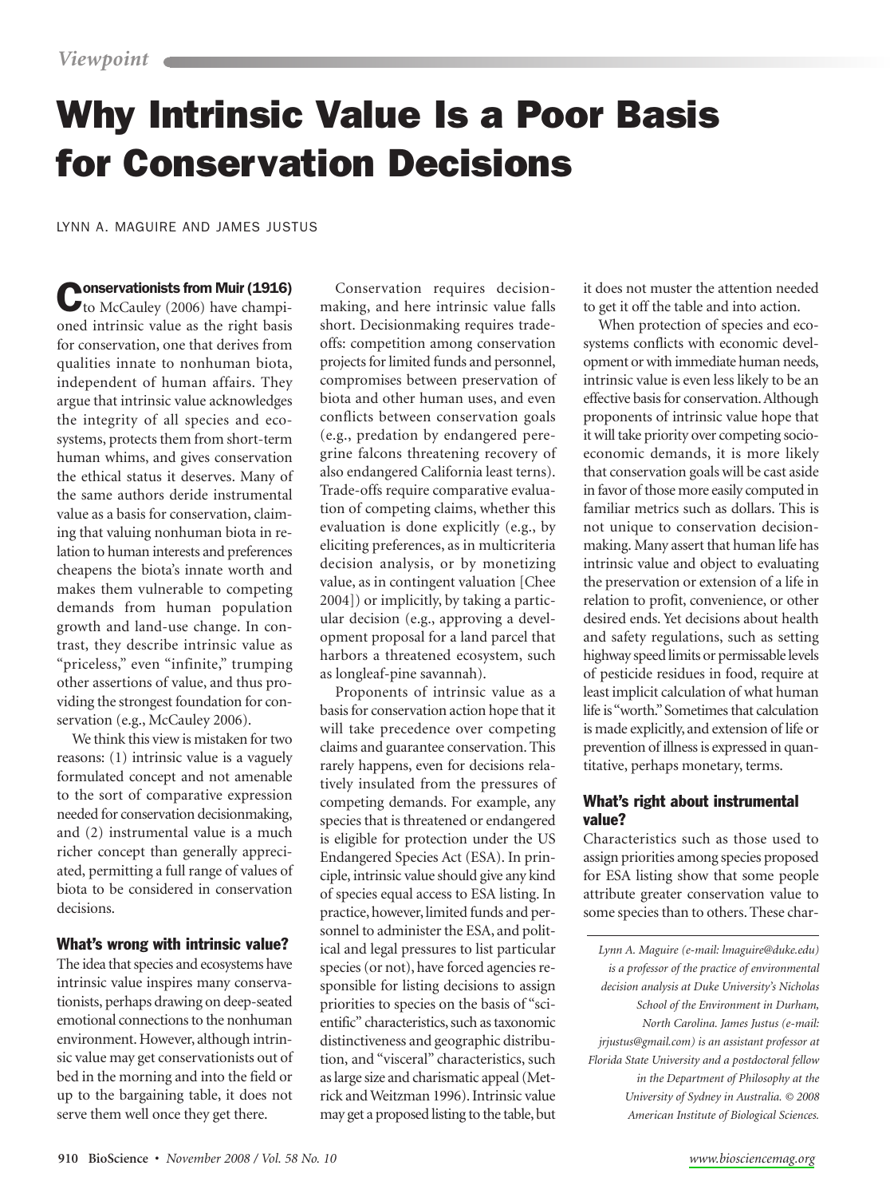*Viewpoint*

# Why Intrinsic Value Is a Poor Basis for Conservation Decisions

LYNN A. MAGUIRE AND JAMES JUSTUS

**Conservationists from Muir (1916)** to McCauley (2006) have championed intrinsic value as the right basis for conservation, one that derives from qualities innate to nonhuman biota, independent of human affairs. They argue that intrinsic value acknowledges the integrity of all species and ecosystems, protects them from short-term human whims, and gives conservation the ethical status it deserves. Many of the same authors deride instrumental value as a basis for conservation, claiming that valuing nonhuman biota in relation to human interests and preferences cheapens the biota's innate worth and makes them vulnerable to competing demands from human population growth and land-use change. In contrast, they describe intrinsic value as "priceless," even "infinite," trumping other assertions of value, and thus providing the strongest foundation for conservation (e.g., McCauley 2006).

We think this view is mistaken for two reasons: (1) intrinsic value is a vaguely formulated concept and not amenable to the sort of comparative expression needed for conservation decisionmaking, and (2) instrumental value is a much richer concept than generally appreciated, permitting a full range of values of biota to be considered in conservation decisions.

## What's wrong with intrinsic value?

The idea that species and ecosystems have intrinsic value inspires many conservationists, perhaps drawing on deep-seated emotional connections to the nonhuman environment. However, although intrinsic value may get conservationists out of bed in the morning and into the field or up to the bargaining table, it does not serve them well once they get there.

Conservation requires decisionmaking, and here intrinsic value falls short. Decisionmaking requires trade-offs: competition among conservation projects for limited funds and personnel, compromises between preservation of biota and other human uses, and even conflicts between conservation goals (e.g., predation by endangered peregrine falcons threatening recovery of also endangered California least terns). Trade-offs require comparative evaluation of competing claims, whether this evaluation is done explicitly (e.g., by eliciting preferences, as in multicriteria decision analysis, or by monetizing value, as in contingent valuation [Chee 2004]) or implicitly, by taking a particular decision (e.g., approving a development proposal for a land parcel that harbors a threatened ecosystem, such as longleaf-pine savannah).

Proponents of intrinsic value as a basis for conservation action hope that it will take precedence over competing claims and guarantee conservation. This rarely happens, even for decisions relatively insulated from the pressures of competing demands. For example, any species that is threatened or endangered is eligible for protection under the US Endangered Species Act (ESA). In principle, intrinsic value should give any kind of species equal access to ESA listing. In practice, however, limited funds and personnel to administer the ESA, and political and legal pressures to list particular species (or not), have forced agencies responsible for listing decisions to assign priorities to species on the basis of "scientific" characteristics, such as taxonomic distinctiveness and geographic distribution, and "visceral" characteristics, such as large size and charismatic appeal (Metrick and Weitzman 1996). Intrinsic value may get a proposed listing to the table, but it does not muster the attention needed to get it off the table and into action.

When protection of species and ecosystems conflicts with economic development or with immediate human needs, intrinsic value is even less likely to be an effective basis for conservation. Although proponents of intrinsic value hope that it will take priority over competing socioeconomic demands, it is more likely that conservation goals will be cast aside in favor of those more easily computed in familiar metrics such as dollars. This is not unique to conservation decisionmaking. Many assert that human life has intrinsic value and object to evaluating the preservation or extension of a life in relation to profit, convenience, or other desired ends. Yet decisions about health and safety regulations, such as setting highway speed limits or permissable levels of pesticide residues in food, require at least implicit calculation of what human life is "worth." Sometimes that calculation is made explicitly, and extension of life or prevention of illness is expressed in quantitative, perhaps monetary, terms.

## What's right about instrumental value?

Characteristics such as those used to assign priorities among species proposed for ESA listing show that some people attribute greater conservation value to some species than to others. These char-

*Lynn A. Maguire (e-mail: lmaguire@duke.edu) is a professor of the practice of environmental decision analysis at Duke University's Nicholas School of the Environment in Durham, North Carolina. James Justus (e-mail: jrjustus@gmail.com) is an assistant professor at Florida State University and a postdoctoral fellow in the Department of Philosophy at the University of Sydney in Australia. © 2008 American Institute of Biological Sciences.*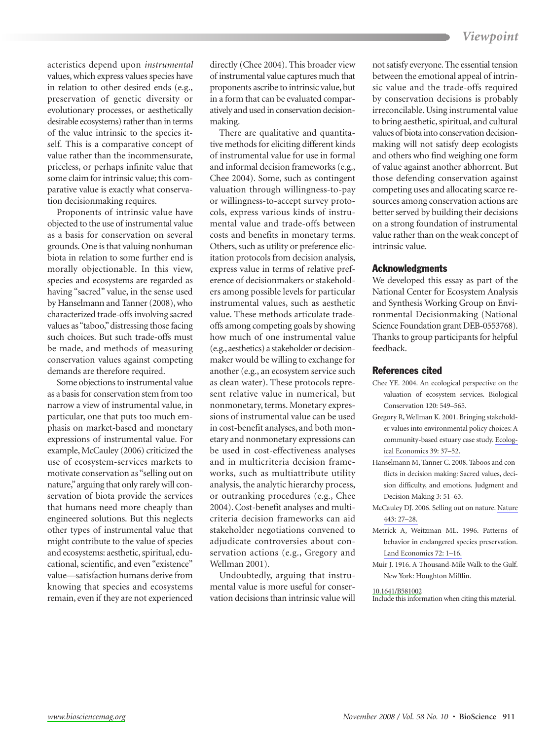acteristics depend upon *instrumental* values, which express values species have in relation to other desired ends (e.g., preservation of genetic diversity or evolutionary processes, or aesthetically desirable ecosystems) rather than in terms of the value intrinsic to the species itself. This is a comparative concept of value rather than the incommensurate, priceless, or perhaps infinite value that some claim for intrinsic value; this comparative value is exactly what conservation decisionmaking requires.

Proponents of intrinsic value have objected to the use of instrumental value as a basis for conservation on several grounds. One is that valuing nonhuman biota in relation to some further end is morally objectionable. In this view, species and ecosystems are regarded as having "sacred" value, in the sense used by Hanselmann and Tanner (2008), who characterized trade-offs involving sacred values as "taboo," distressing those facing such choices. But such trade-offs must be made, and methods of measuring conservation values against competing demands are therefore required.

Some objections to instrumental value as a basis for conservation stem from too narrow a view of instrumental value, in particular, one that puts too much emphasis on market-based and monetary expressions of instrumental value. For example, McCauley (2006) criticized the use of ecosystem-services markets to motivate conservation as "selling out on nature," arguing that only rarely will conservation of biota provide the services that humans need more cheaply than engineered solutions. But this neglects other types of instrumental value that might contribute to the value of species and ecosystems: aesthetic, spiritual, educational, scientific, and even "existence" value—satisfaction humans derive from knowing that species and ecosystems remain, even if they are not experienced directly (Chee 2004). This broader view of instrumental value captures much that proponents ascribe to intrinsic value, but in a form that can be evaluated comparatively and used in conservation decisionmaking.

There are qualitative and quantitative methods for eliciting different kinds of instrumental value for use in formal and informal decision frameworks (e.g., Chee 2004). Some, such as contingent valuation through willingness-to-pay or willingness-to-accept survey protocols, express various kinds of instrumental value and trade-offs between costs and benefits in monetary terms. Others, such as utility or preference elicitation protocols from decision analysis, express value in terms of relative preference of decisionmakers or stakeholders among possible levels for particular instrumental values, such as aesthetic value. These methods articulate trade-offs among competing goals by showing how much of one instrumental value (e.g., aesthetics) a stakeholder or decisionmaker would be willing to exchange for another (e.g., an ecosystem service such as clean water). These protocols represent relative value in numerical, but nonmonetary, terms. Monetary expressions of instrumental value can be used in cost-benefit analyses, and both monetary and nonmonetary expressions can be used in cost-effectiveness analyses and in multicriteria decision frameworks, such as multiattribute utility analysis, the analytic hierarchy process, or outranking procedures (e.g., Chee 2004). Cost-benefit analyses and multicriteria decision frameworks can aid stakeholder negotiations convened to adjudicate controversies about conservation actions (e.g., Gregory and Wellman 2001).

Undoubtedly, arguing that instrumental value is more useful for conservation decisions than intrinsic value will not satisfy everyone. The essential tension between the emotional appeal of intrinsic value and the trade-offs required by conservation decisions is probably irreconcilable. Using instrumental value to bring aesthetic, spiritual, and cultural values of biota into conservation decisionmaking will not satisfy deep ecologists and others who find weighing one form of value against another abhorrent. But those defending conservation against competing uses and allocating scarce resources among conservation actions are better served by building their decisions on a strong foundation of instrumental value rather than on the weak concept of intrinsic value.

## Acknowledgments

We developed this essay as part of the National Center for Ecosystem Analysis and Synthesis Working Group on Environmental Decisionmaking (National Science Foundation grant DEB-0553768). Thanks to group participants for helpful feedback.

## References cited

Chee YE. 2004. An ecological perspective on the valuation of ecosystem services. Biological Conservation 120: 549–565.

Gregory R, Wellman K. 2001. Bringing stakeholder values into environmental policy choices: A community-based estuary case study. Ecological Economics 39: 37–52.

Hanselmann M, Tanner C. 2008. Taboos and conflicts in decision making: Sacred values, decision difficulty, and emotions. Judgment and Decision Making 3: 51–63.

McCauley DJ. 2006. Selling out on nature. Nature 443: 27–28.

Metrick A, Weitzman ML. 1996. Patterns of behavior in endangered species preservation. Land Economics 72: 1–16.

Muir J. 1916. A Thousand-Mile Walk to the Gulf. New York: Houghton Mifflin.

10.1641/B581002
Include this information when citing this material.